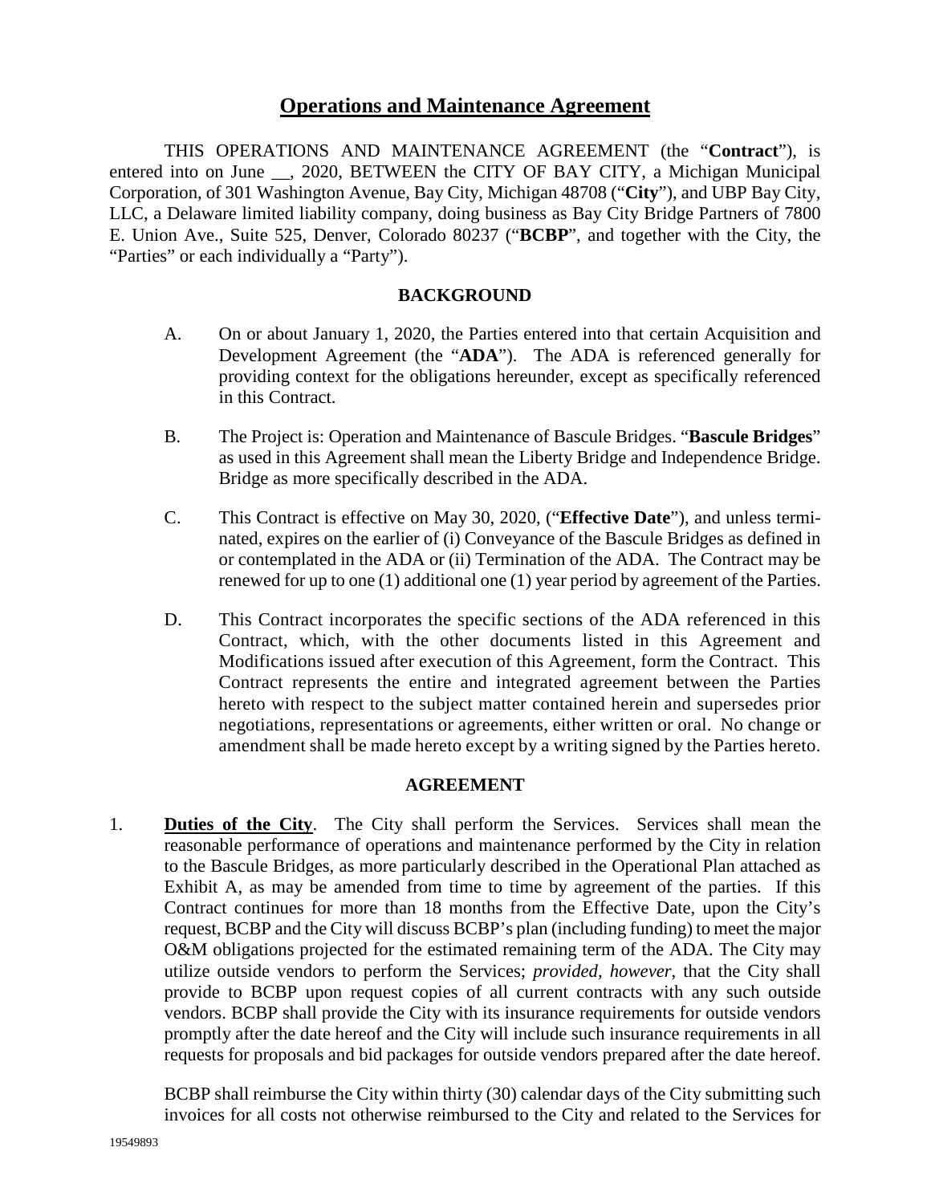# Operations and Maintenance Agreement

THIS OPERATIONS AND MAINTENANCE AGREEMENT (the "**Contract**"), is entered into on June __, 2020, BETWEEN the CITY OF BAY CITY, a Michigan Municipal Corporation, of 301 Washington Avenue, Bay City, Michigan 48708 ("**City**"), and UBP Bay City, LLC, a Delaware limited liability company, doing business as Bay City Bridge Partners of 7800 E. Union Ave., Suite 525, Denver, Colorado 80237 ("**BCBP**", and together with the City, the "Parties" or each individually a "Party").

## BACKGROUND

A. On or about January 1, 2020, the Parties entered into that certain Acquisition and Development Agreement (the "**ADA**"). The ADA is referenced generally for providing context for the obligations hereunder, except as specifically referenced in this Contract.

B. The Project is: Operation and Maintenance of Bascule Bridges. "**Bascule Bridges**" as used in this Agreement shall mean the Liberty Bridge and Independence Bridge. Bridge as more specifically described in the ADA.

C. This Contract is effective on May 30, 2020, ("**Effective Date**"), and unless terminated, expires on the earlier of (i) Conveyance of the Bascule Bridges as defined in or contemplated in the ADA or (ii) Termination of the ADA. The Contract may be renewed for up to one (1) additional one (1) year period by agreement of the Parties.

D. This Contract incorporates the specific sections of the ADA referenced in this Contract, which, with the other documents listed in this Agreement and Modifications issued after execution of this Agreement, form the Contract. This Contract represents the entire and integrated agreement between the Parties hereto with respect to the subject matter contained herein and supersedes prior negotiations, representations or agreements, either written or oral. No change or amendment shall be made hereto except by a writing signed by the Parties hereto.

## AGREEMENT

1. **Duties of the City**. The City shall perform the Services. Services shall mean the reasonable performance of operations and maintenance performed by the City in relation to the Bascule Bridges, as more particularly described in the Operational Plan attached as Exhibit A, as may be amended from time to time by agreement of the parties. If this Contract continues for more than 18 months from the Effective Date, upon the City's request, BCBP and the City will discuss BCBP's plan (including funding) to meet the major O&M obligations projected for the estimated remaining term of the ADA. The City may utilize outside vendors to perform the Services; *provided, however*, that the City shall provide to BCBP upon request copies of all current contracts with any such outside vendors. BCBP shall provide the City with its insurance requirements for outside vendors promptly after the date hereof and the City will include such insurance requirements in all requests for proposals and bid packages for outside vendors prepared after the date hereof.

   BCBP shall reimburse the City within thirty (30) calendar days of the City submitting such invoices for all costs not otherwise reimbursed to the City and related to the Services for

19549893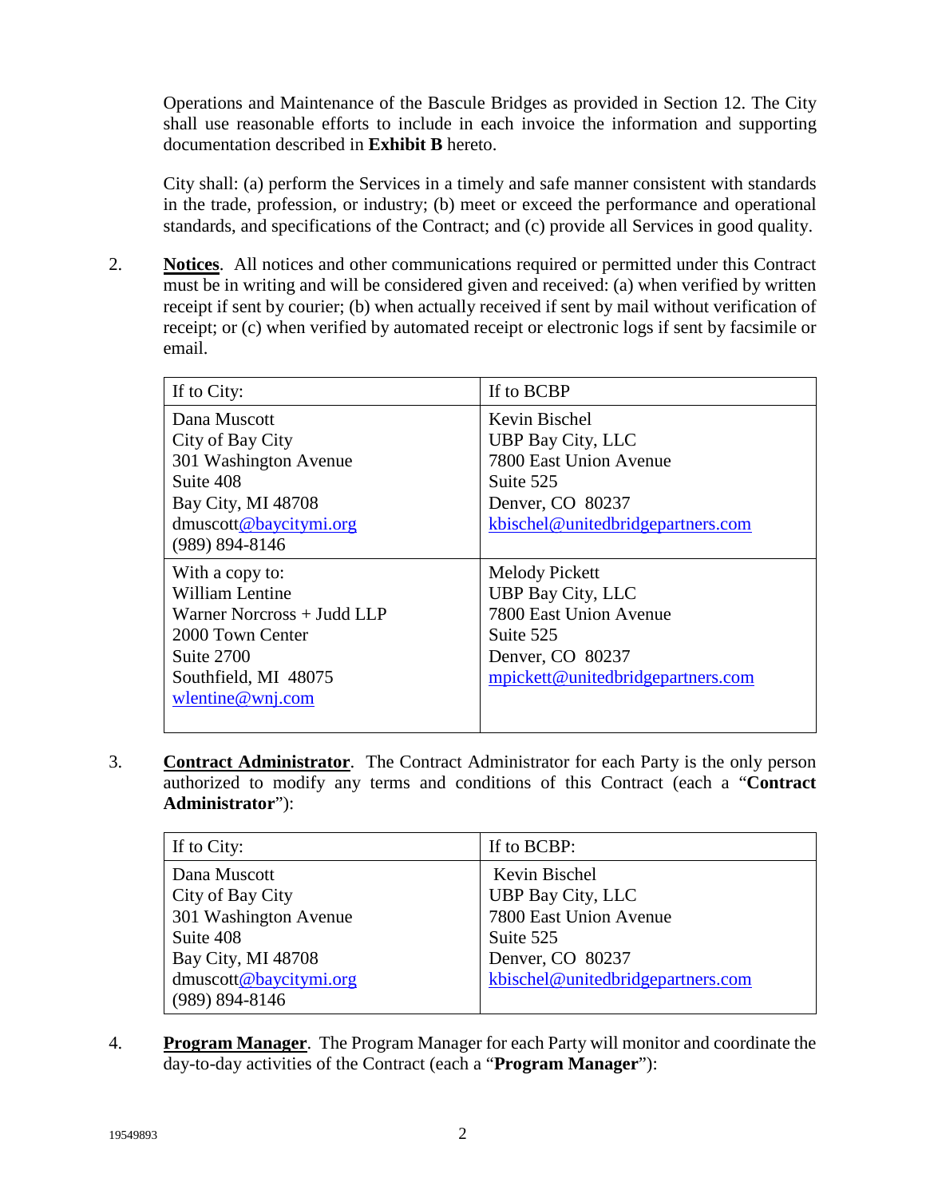Operations and Maintenance of the Bascule Bridges as provided in Section 12. The City shall use reasonable efforts to include in each invoice the information and supporting documentation described in **Exhibit B** hereto.

City shall: (a) perform the Services in a timely and safe manner consistent with standards in the trade, profession, or industry; (b) meet or exceed the performance and operational standards, and specifications of the Contract; and (c) provide all Services in good quality.

2. **Notices**. All notices and other communications required or permitted under this Contract must be in writing and will be considered given and received: (a) when verified by written receipt if sent by courier; (b) when actually received if sent by mail without verification of receipt; or (c) when verified by automated receipt or electronic logs if sent by facsimile or email.

| If to City: | If to BCBP |
|---|---|
| Dana Muscott<br>City of Bay City<br>301 Washington Avenue<br>Suite 408<br>Bay City, MI 48708<br>dmuscott@baycitymi.org<br>(989) 894-8146 | Kevin Bischel<br>UBP Bay City, LLC<br>7800 East Union Avenue<br>Suite 525<br>Denver, CO 80237<br>kbischel@unitedbridgepartners.com |
| With a copy to:<br>William Lentine<br>Warner Norcross + Judd LLP<br>2000 Town Center<br>Suite 2700<br>Southfield, MI 48075<br>wlentine@wnj.com | Melody Pickett<br>UBP Bay City, LLC<br>7800 East Union Avenue<br>Suite 525<br>Denver, CO 80237<br>mpickett@unitedbridgepartners.com |

3. **Contract Administrator**. The Contract Administrator for each Party is the only person authorized to modify any terms and conditions of this Contract (each a "**Contract Administrator**"):

| If to City: | If to BCBP: |
|---|---|
| Dana Muscott<br>City of Bay City<br>301 Washington Avenue<br>Suite 408<br>Bay City, MI 48708<br>dmuscott@baycitymi.org<br>(989) 894-8146 | Kevin Bischel<br>UBP Bay City, LLC<br>7800 East Union Avenue<br>Suite 525<br>Denver, CO 80237<br>kbischel@unitedbridgepartners.com |

4. **Program Manager**. The Program Manager for each Party will monitor and coordinate the day-to-day activities of the Contract (each a "**Program Manager**"):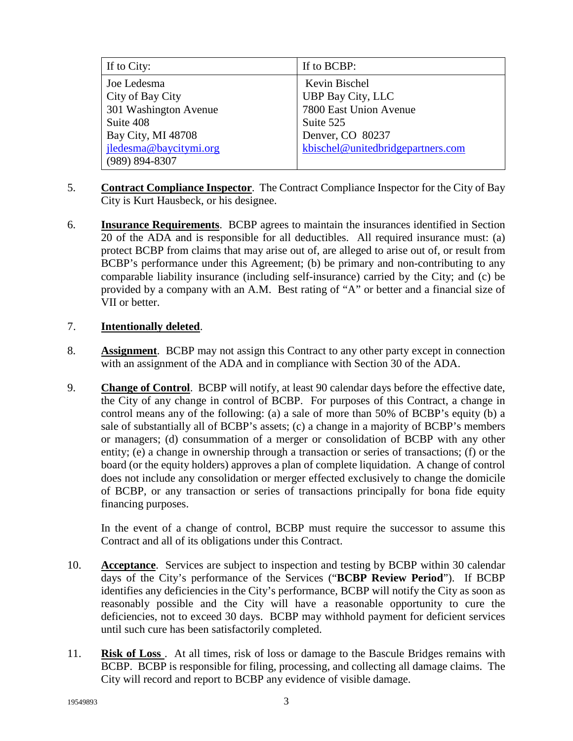| If to City: | If to BCBP: |
|---|---|
| Joe Ledesma<br>City of Bay City<br>301 Washington Avenue<br>Suite 408<br>Bay City, MI 48708<br>jledesma@baycitymi.org<br>(989) 894-8307 | Kevin Bischel<br>UBP Bay City, LLC<br>7800 East Union Avenue<br>Suite 525<br>Denver, CO 80237<br>kbischel@unitedbridgepartners.com |

5. **Contract Compliance Inspector**. The Contract Compliance Inspector for the City of Bay City is Kurt Hausbeck, or his designee.

6. **Insurance Requirements**. BCBP agrees to maintain the insurances identified in Section 20 of the ADA and is responsible for all deductibles. All required insurance must: (a) protect BCBP from claims that may arise out of, are alleged to arise out of, or result from BCBP's performance under this Agreement; (b) be primary and non-contributing to any comparable liability insurance (including self-insurance) carried by the City; and (c) be provided by a company with an A.M. Best rating of "A" or better and a financial size of VII or better.

7. **Intentionally deleted**.

8. **Assignment**. BCBP may not assign this Contract to any other party except in connection with an assignment of the ADA and in compliance with Section 30 of the ADA.

9. **Change of Control**. BCBP will notify, at least 90 calendar days before the effective date, the City of any change in control of BCBP. For purposes of this Contract, a change in control means any of the following: (a) a sale of more than 50% of BCBP's equity (b) a sale of substantially all of BCBP's assets; (c) a change in a majority of BCBP's members or managers; (d) consummation of a merger or consolidation of BCBP with any other entity; (e) a change in ownership through a transaction or series of transactions; (f) or the board (or the equity holders) approves a plan of complete liquidation. A change of control does not include any consolidation or merger effected exclusively to change the domicile of BCBP, or any transaction or series of transactions principally for bona fide equity financing purposes.

   In the event of a change of control, BCBP must require the successor to assume this Contract and all of its obligations under this Contract.

10. **Acceptance**. Services are subject to inspection and testing by BCBP within 30 calendar days of the City's performance of the Services ("**BCBP Review Period**"). If BCBP identifies any deficiencies in the City's performance, BCBP will notify the City as soon as reasonably possible and the City will have a reasonable opportunity to cure the deficiencies, not to exceed 30 days. BCBP may withhold payment for deficient services until such cure has been satisfactorily completed.

11. **Risk of Loss**. At all times, risk of loss or damage to the Bascule Bridges remains with BCBP. BCBP is responsible for filing, processing, and collecting all damage claims. The City will record and report to BCBP any evidence of visible damage.

19549893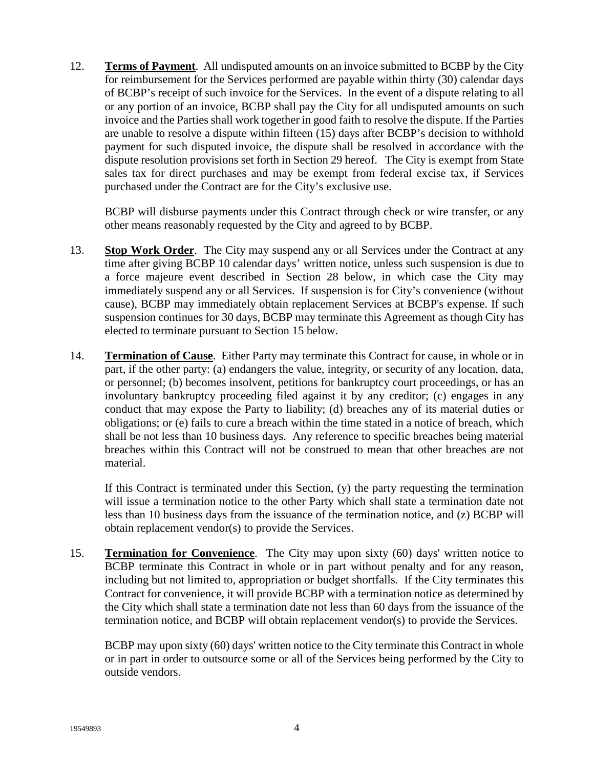12. **Terms of Payment**. All undisputed amounts on an invoice submitted to BCBP by the City for reimbursement for the Services performed are payable within thirty (30) calendar days of BCBP's receipt of such invoice for the Services. In the event of a dispute relating to all or any portion of an invoice, BCBP shall pay the City for all undisputed amounts on such invoice and the Parties shall work together in good faith to resolve the dispute. If the Parties are unable to resolve a dispute within fifteen (15) days after BCBP's decision to withhold payment for such disputed invoice, the dispute shall be resolved in accordance with the dispute resolution provisions set forth in Section 29 hereof. The City is exempt from State sales tax for direct purchases and may be exempt from federal excise tax, if Services purchased under the Contract are for the City's exclusive use.

    BCBP will disburse payments under this Contract through check or wire transfer, or any other means reasonably requested by the City and agreed to by BCBP.

13. **Stop Work Order**. The City may suspend any or all Services under the Contract at any time after giving BCBP 10 calendar days' written notice, unless such suspension is due to a force majeure event described in Section 28 below, in which case the City may immediately suspend any or all Services. If suspension is for City's convenience (without cause), BCBP may immediately obtain replacement Services at BCBP's expense. If such suspension continues for 30 days, BCBP may terminate this Agreement as though City has elected to terminate pursuant to Section 15 below.

14. **Termination of Cause**. Either Party may terminate this Contract for cause, in whole or in part, if the other party: (a) endangers the value, integrity, or security of any location, data, or personnel; (b) becomes insolvent, petitions for bankruptcy court proceedings, or has an involuntary bankruptcy proceeding filed against it by any creditor; (c) engages in any conduct that may expose the Party to liability; (d) breaches any of its material duties or obligations; or (e) fails to cure a breach within the time stated in a notice of breach, which shall be not less than 10 business days. Any reference to specific breaches being material breaches within this Contract will not be construed to mean that other breaches are not material.

    If this Contract is terminated under this Section, (y) the party requesting the termination will issue a termination notice to the other Party which shall state a termination date not less than 10 business days from the issuance of the termination notice, and (z) BCBP will obtain replacement vendor(s) to provide the Services.

15. **Termination for Convenience**. The City may upon sixty (60) days' written notice to BCBP terminate this Contract in whole or in part without penalty and for any reason, including but not limited to, appropriation or budget shortfalls. If the City terminates this Contract for convenience, it will provide BCBP with a termination notice as determined by the City which shall state a termination date not less than 60 days from the issuance of the termination notice, and BCBP will obtain replacement vendor(s) to provide the Services.

    BCBP may upon sixty (60) days' written notice to the City terminate this Contract in whole or in part in order to outsource some or all of the Services being performed by the City to outside vendors.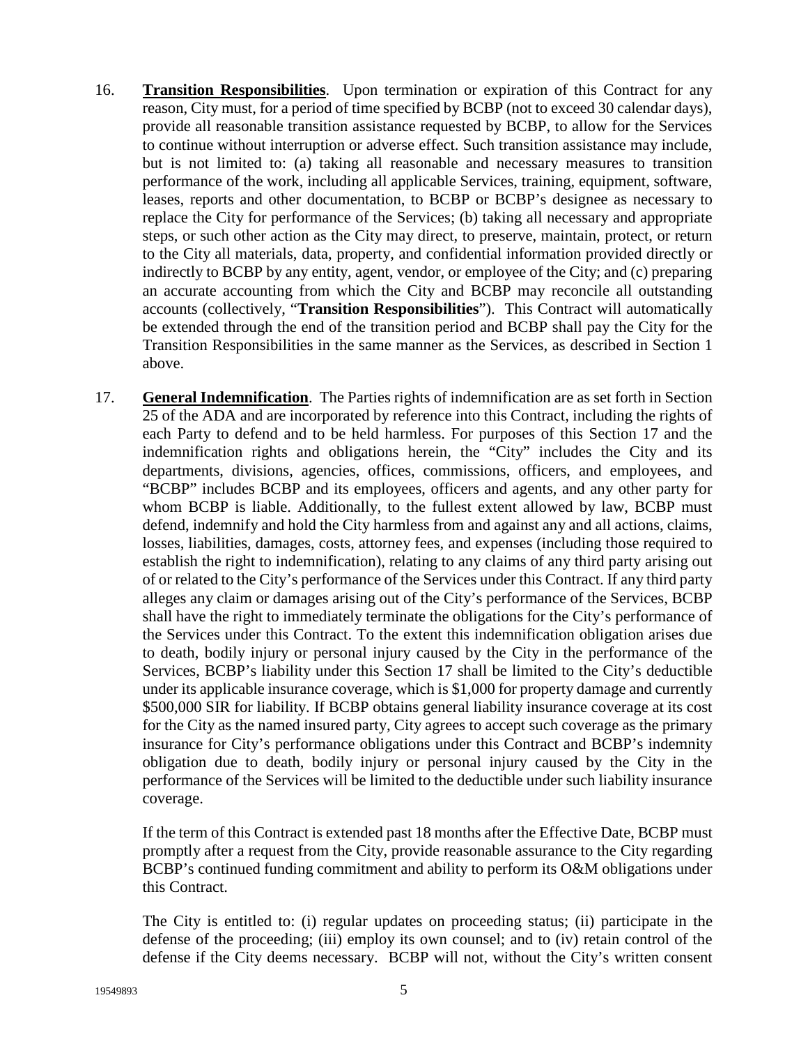16. **Transition Responsibilities**. Upon termination or expiration of this Contract for any reason, City must, for a period of time specified by BCBP (not to exceed 30 calendar days), provide all reasonable transition assistance requested by BCBP, to allow for the Services to continue without interruption or adverse effect. Such transition assistance may include, but is not limited to: (a) taking all reasonable and necessary measures to transition performance of the work, including all applicable Services, training, equipment, software, leases, reports and other documentation, to BCBP or BCBP's designee as necessary to replace the City for performance of the Services; (b) taking all necessary and appropriate steps, or such other action as the City may direct, to preserve, maintain, protect, or return to the City all materials, data, property, and confidential information provided directly or indirectly to BCBP by any entity, agent, vendor, or employee of the City; and (c) preparing an accurate accounting from which the City and BCBP may reconcile all outstanding accounts (collectively, "**Transition Responsibilities**"). This Contract will automatically be extended through the end of the transition period and BCBP shall pay the City for the Transition Responsibilities in the same manner as the Services, as described in Section 1 above.

17. **General Indemnification**. The Parties rights of indemnification are as set forth in Section 25 of the ADA and are incorporated by reference into this Contract, including the rights of each Party to defend and to be held harmless. For purposes of this Section 17 and the indemnification rights and obligations herein, the "City" includes the City and its departments, divisions, agencies, offices, commissions, officers, and employees, and "BCBP" includes BCBP and its employees, officers and agents, and any other party for whom BCBP is liable. Additionally, to the fullest extent allowed by law, BCBP must defend, indemnify and hold the City harmless from and against any and all actions, claims, losses, liabilities, damages, costs, attorney fees, and expenses (including those required to establish the right to indemnification), relating to any claims of any third party arising out of or related to the City's performance of the Services under this Contract. If any third party alleges any claim or damages arising out of the City's performance of the Services, BCBP shall have the right to immediately terminate the obligations for the City's performance of the Services under this Contract. To the extent this indemnification obligation arises due to death, bodily injury or personal injury caused by the City in the performance of the Services, BCBP's liability under this Section 17 shall be limited to the City's deductible under its applicable insurance coverage, which is $1,000 for property damage and currently $500,000 SIR for liability. If BCBP obtains general liability insurance coverage at its cost for the City as the named insured party, City agrees to accept such coverage as the primary insurance for City's performance obligations under this Contract and BCBP's indemnity obligation due to death, bodily injury or personal injury caused by the City in the performance of the Services will be limited to the deductible under such liability insurance coverage.

    If the term of this Contract is extended past 18 months after the Effective Date, BCBP must promptly after a request from the City, provide reasonable assurance to the City regarding BCBP's continued funding commitment and ability to perform its O&M obligations under this Contract.

    The City is entitled to: (i) regular updates on proceeding status; (ii) participate in the defense of the proceeding; (iii) employ its own counsel; and to (iv) retain control of the defense if the City deems necessary. BCBP will not, without the City's written consent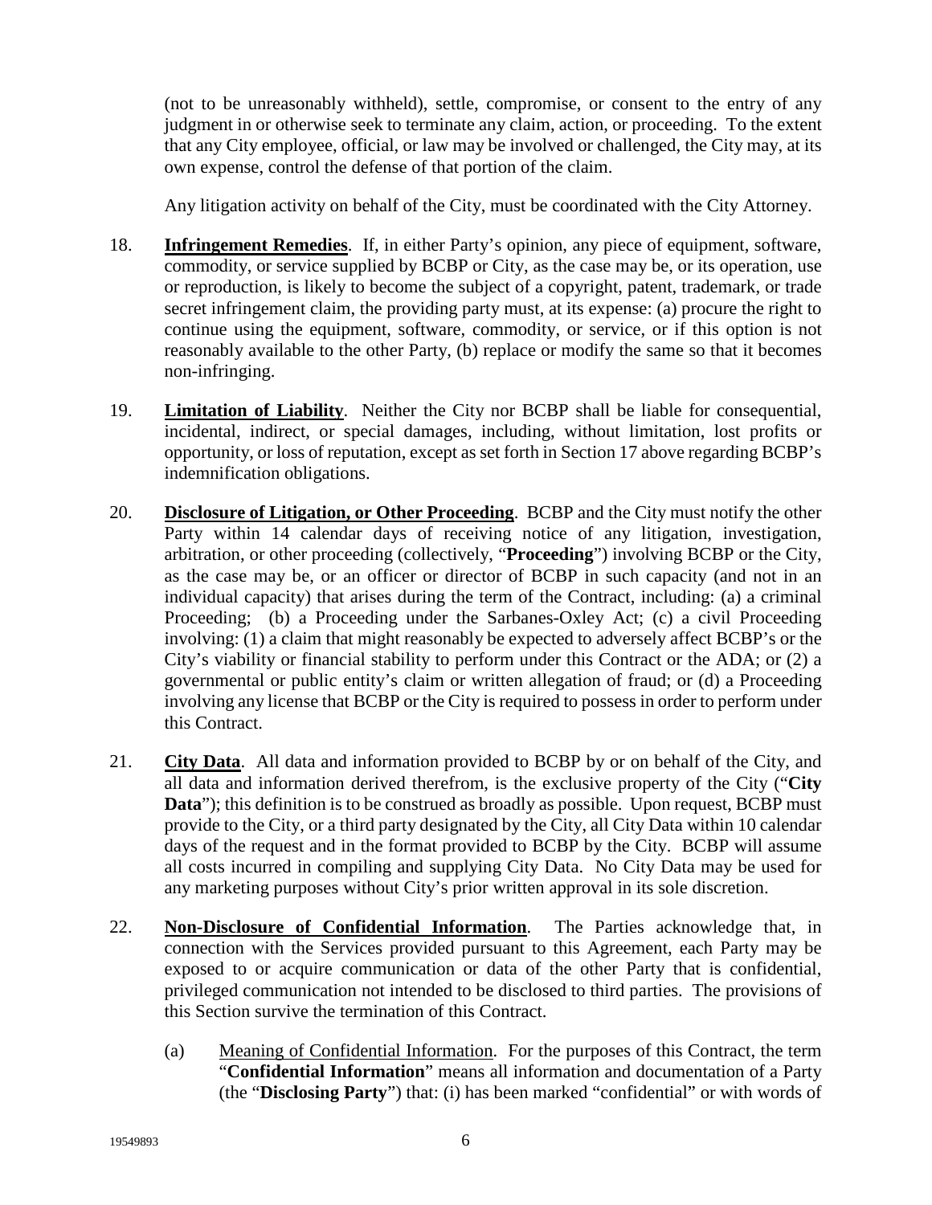(not to be unreasonably withheld), settle, compromise, or consent to the entry of any judgment in or otherwise seek to terminate any claim, action, or proceeding. To the extent that any City employee, official, or law may be involved or challenged, the City may, at its own expense, control the defense of that portion of the claim.

Any litigation activity on behalf of the City, must be coordinated with the City Attorney.

18. **Infringement Remedies**. If, in either Party's opinion, any piece of equipment, software, commodity, or service supplied by BCBP or City, as the case may be, or its operation, use or reproduction, is likely to become the subject of a copyright, patent, trademark, or trade secret infringement claim, the providing party must, at its expense: (a) procure the right to continue using the equipment, software, commodity, or service, or if this option is not reasonably available to the other Party, (b) replace or modify the same so that it becomes non-infringing.

19. **Limitation of Liability**. Neither the City nor BCBP shall be liable for consequential, incidental, indirect, or special damages, including, without limitation, lost profits or opportunity, or loss of reputation, except as set forth in Section 17 above regarding BCBP's indemnification obligations.

20. **Disclosure of Litigation, or Other Proceeding**. BCBP and the City must notify the other Party within 14 calendar days of receiving notice of any litigation, investigation, arbitration, or other proceeding (collectively, "**Proceeding**") involving BCBP or the City, as the case may be, or an officer or director of BCBP in such capacity (and not in an individual capacity) that arises during the term of the Contract, including: (a) a criminal Proceeding; (b) a Proceeding under the Sarbanes-Oxley Act; (c) a civil Proceeding involving: (1) a claim that might reasonably be expected to adversely affect BCBP's or the City's viability or financial stability to perform under this Contract or the ADA; or (2) a governmental or public entity's claim or written allegation of fraud; or (d) a Proceeding involving any license that BCBP or the City is required to possess in order to perform under this Contract.

21. **City Data**. All data and information provided to BCBP by or on behalf of the City, and all data and information derived therefrom, is the exclusive property of the City ("**City Data**"); this definition is to be construed as broadly as possible. Upon request, BCBP must provide to the City, or a third party designated by the City, all City Data within 10 calendar days of the request and in the format provided to BCBP by the City. BCBP will assume all costs incurred in compiling and supplying City Data. No City Data may be used for any marketing purposes without City's prior written approval in its sole discretion.

22. **Non-Disclosure of Confidential Information**. The Parties acknowledge that, in connection with the Services provided pursuant to this Agreement, each Party may be exposed to or acquire communication or data of the other Party that is confidential, privileged communication not intended to be disclosed to third parties. The provisions of this Section survive the termination of this Contract.

    (a) Meaning of Confidential Information. For the purposes of this Contract, the term "**Confidential Information**" means all information and documentation of a Party (the "**Disclosing Party**") that: (i) has been marked "confidential" or with words of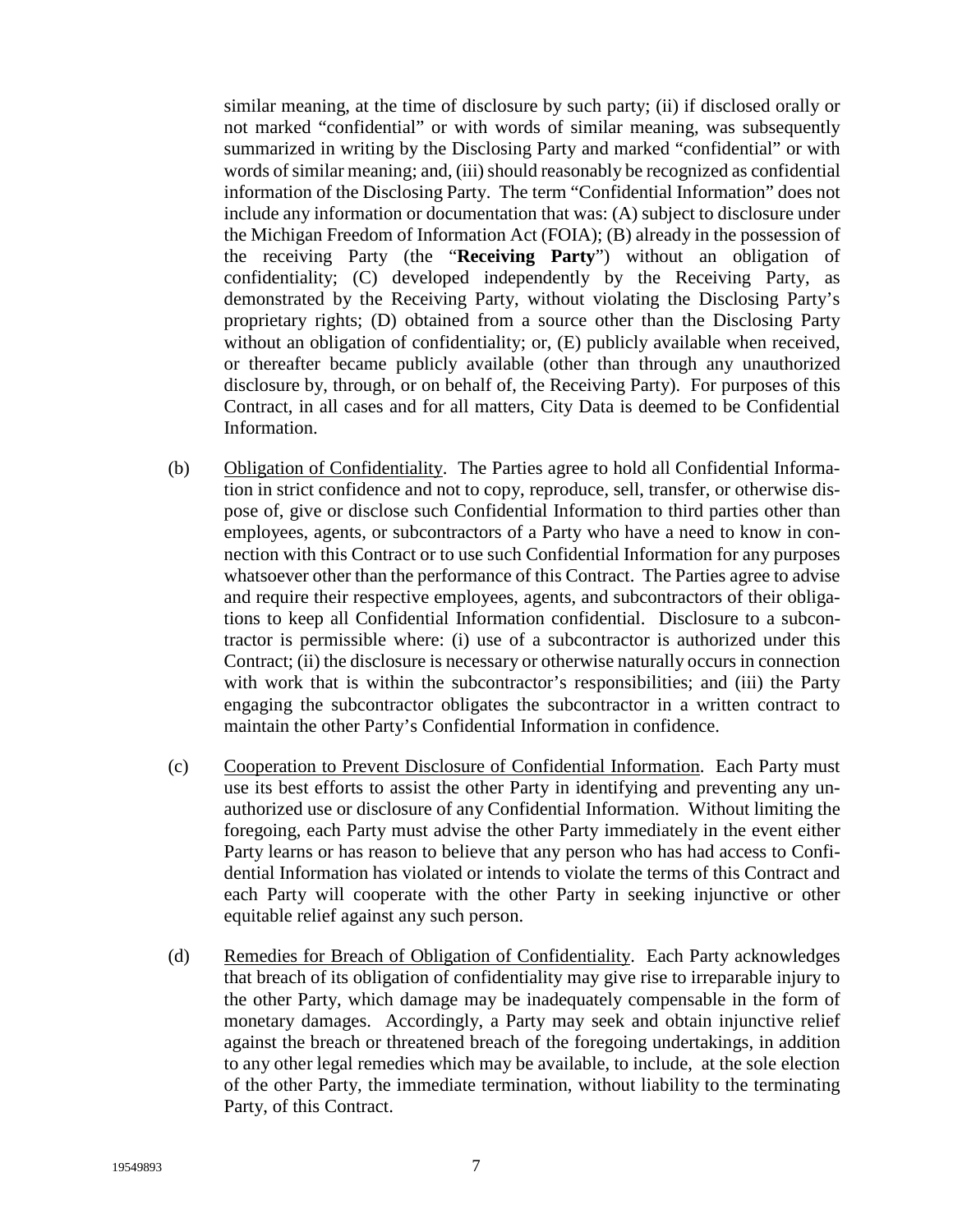similar meaning, at the time of disclosure by such party; (ii) if disclosed orally or not marked "confidential" or with words of similar meaning, was subsequently summarized in writing by the Disclosing Party and marked "confidential" or with words of similar meaning; and, (iii) should reasonably be recognized as confidential information of the Disclosing Party. The term "Confidential Information" does not include any information or documentation that was: (A) subject to disclosure under the Michigan Freedom of Information Act (FOIA); (B) already in the possession of the receiving Party (the "**Receiving Party**") without an obligation of confidentiality; (C) developed independently by the Receiving Party, as demonstrated by the Receiving Party, without violating the Disclosing Party's proprietary rights; (D) obtained from a source other than the Disclosing Party without an obligation of confidentiality; or, (E) publicly available when received, or thereafter became publicly available (other than through any unauthorized disclosure by, through, or on behalf of, the Receiving Party). For purposes of this Contract, in all cases and for all matters, City Data is deemed to be Confidential Information.

(b) <u>Obligation of Confidentiality</u>. The Parties agree to hold all Confidential Information in strict confidence and not to copy, reproduce, sell, transfer, or otherwise dispose of, give or disclose such Confidential Information to third parties other than employees, agents, or subcontractors of a Party who have a need to know in connection with this Contract or to use such Confidential Information for any purposes whatsoever other than the performance of this Contract. The Parties agree to advise and require their respective employees, agents, and subcontractors of their obligations to keep all Confidential Information confidential. Disclosure to a subcontractor is permissible where: (i) use of a subcontractor is authorized under this Contract; (ii) the disclosure is necessary or otherwise naturally occurs in connection with work that is within the subcontractor's responsibilities; and (iii) the Party engaging the subcontractor obligates the subcontractor in a written contract to maintain the other Party's Confidential Information in confidence.

(c) <u>Cooperation to Prevent Disclosure of Confidential Information</u>. Each Party must use its best efforts to assist the other Party in identifying and preventing any unauthorized use or disclosure of any Confidential Information. Without limiting the foregoing, each Party must advise the other Party immediately in the event either Party learns or has reason to believe that any person who has had access to Confidential Information has violated or intends to violate the terms of this Contract and each Party will cooperate with the other Party in seeking injunctive or other equitable relief against any such person.

(d) <u>Remedies for Breach of Obligation of Confidentiality</u>. Each Party acknowledges that breach of its obligation of confidentiality may give rise to irreparable injury to the other Party, which damage may be inadequately compensable in the form of monetary damages. Accordingly, a Party may seek and obtain injunctive relief against the breach or threatened breach of the foregoing undertakings, in addition to any other legal remedies which may be available, to include, at the sole election of the other Party, the immediate termination, without liability to the terminating Party, of this Contract.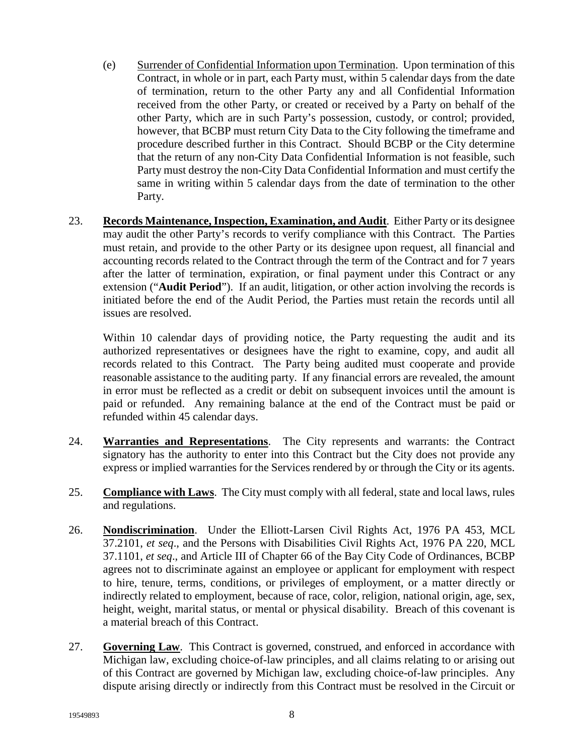(e) Surrender of Confidential Information upon Termination. Upon termination of this Contract, in whole or in part, each Party must, within 5 calendar days from the date of termination, return to the other Party any and all Confidential Information received from the other Party, or created or received by a Party on behalf of the other Party, which are in such Party's possession, custody, or control; provided, however, that BCBP must return City Data to the City following the timeframe and procedure described further in this Contract. Should BCBP or the City determine that the return of any non-City Data Confidential Information is not feasible, such Party must destroy the non-City Data Confidential Information and must certify the same in writing within 5 calendar days from the date of termination to the other Party.

23. **Records Maintenance, Inspection, Examination, and Audit**. Either Party or its designee may audit the other Party's records to verify compliance with this Contract. The Parties must retain, and provide to the other Party or its designee upon request, all financial and accounting records related to the Contract through the term of the Contract and for 7 years after the latter of termination, expiration, or final payment under this Contract or any extension ("**Audit Period**"). If an audit, litigation, or other action involving the records is initiated before the end of the Audit Period, the Parties must retain the records until all issues are resolved.

Within 10 calendar days of providing notice, the Party requesting the audit and its authorized representatives or designees have the right to examine, copy, and audit all records related to this Contract. The Party being audited must cooperate and provide reasonable assistance to the auditing party. If any financial errors are revealed, the amount in error must be reflected as a credit or debit on subsequent invoices until the amount is paid or refunded. Any remaining balance at the end of the Contract must be paid or refunded within 45 calendar days.

24. **Warranties and Representations**. The City represents and warrants: the Contract signatory has the authority to enter into this Contract but the City does not provide any express or implied warranties for the Services rendered by or through the City or its agents.

25. **Compliance with Laws**. The City must comply with all federal, state and local laws, rules and regulations.

26. **Nondiscrimination**. Under the Elliott-Larsen Civil Rights Act, 1976 PA 453, MCL 37.2101, *et seq*., and the Persons with Disabilities Civil Rights Act, 1976 PA 220, MCL 37.1101, *et seq*., and Article III of Chapter 66 of the Bay City Code of Ordinances, BCBP agrees not to discriminate against an employee or applicant for employment with respect to hire, tenure, terms, conditions, or privileges of employment, or a matter directly or indirectly related to employment, because of race, color, religion, national origin, age, sex, height, weight, marital status, or mental or physical disability. Breach of this covenant is a material breach of this Contract.

27. **Governing Law**. This Contract is governed, construed, and enforced in accordance with Michigan law, excluding choice-of-law principles, and all claims relating to or arising out of this Contract are governed by Michigan law, excluding choice-of-law principles. Any dispute arising directly or indirectly from this Contract must be resolved in the Circuit or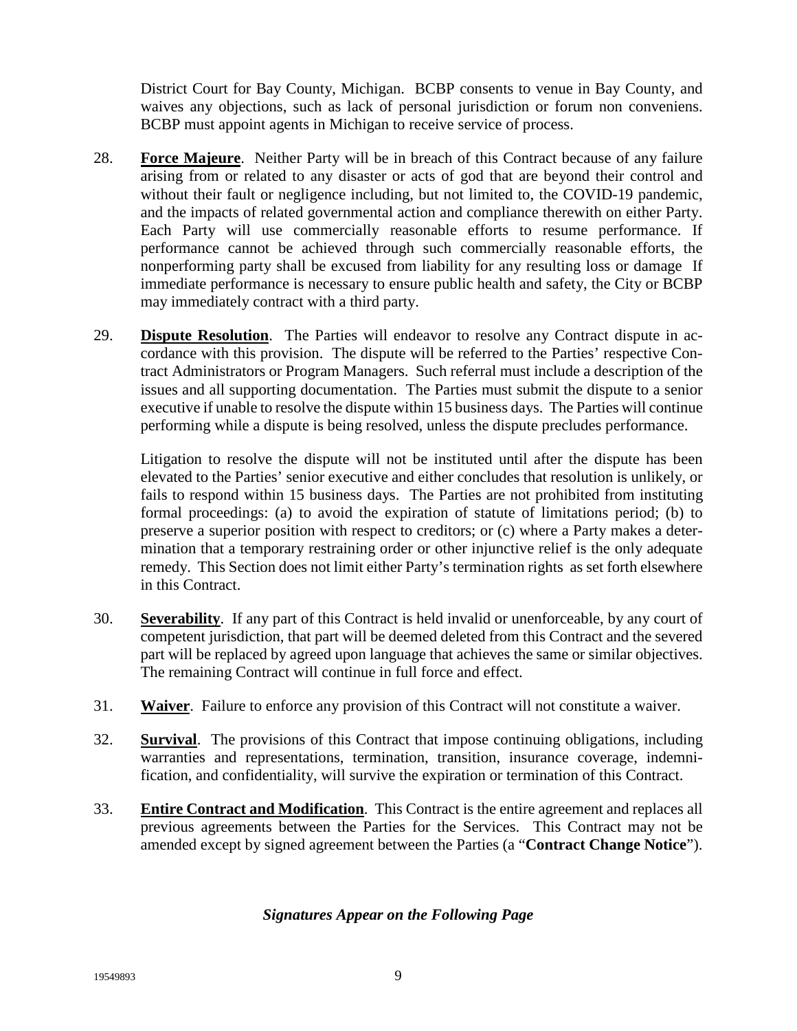District Court for Bay County, Michigan. BCBP consents to venue in Bay County, and waives any objections, such as lack of personal jurisdiction or forum non conveniens. BCBP must appoint agents in Michigan to receive service of process.

28. **Force Majeure**. Neither Party will be in breach of this Contract because of any failure arising from or related to any disaster or acts of god that are beyond their control and without their fault or negligence including, but not limited to, the COVID-19 pandemic, and the impacts of related governmental action and compliance therewith on either Party. Each Party will use commercially reasonable efforts to resume performance. If performance cannot be achieved through such commercially reasonable efforts, the nonperforming party shall be excused from liability for any resulting loss or damage If immediate performance is necessary to ensure public health and safety, the City or BCBP may immediately contract with a third party.

29. **Dispute Resolution**. The Parties will endeavor to resolve any Contract dispute in accordance with this provision. The dispute will be referred to the Parties' respective Contract Administrators or Program Managers. Such referral must include a description of the issues and all supporting documentation. The Parties must submit the dispute to a senior executive if unable to resolve the dispute within 15 business days. The Parties will continue performing while a dispute is being resolved, unless the dispute precludes performance.

    Litigation to resolve the dispute will not be instituted until after the dispute has been elevated to the Parties' senior executive and either concludes that resolution is unlikely, or fails to respond within 15 business days. The Parties are not prohibited from instituting formal proceedings: (a) to avoid the expiration of statute of limitations period; (b) to preserve a superior position with respect to creditors; or (c) where a Party makes a determination that a temporary restraining order or other injunctive relief is the only adequate remedy. This Section does not limit either Party's termination rights as set forth elsewhere in this Contract.

30. **Severability**. If any part of this Contract is held invalid or unenforceable, by any court of competent jurisdiction, that part will be deemed deleted from this Contract and the severed part will be replaced by agreed upon language that achieves the same or similar objectives. The remaining Contract will continue in full force and effect.

31. **Waiver**. Failure to enforce any provision of this Contract will not constitute a waiver.

32. **Survival**. The provisions of this Contract that impose continuing obligations, including warranties and representations, termination, transition, insurance coverage, indemnification, and confidentiality, will survive the expiration or termination of this Contract.

33. **Entire Contract and Modification**. This Contract is the entire agreement and replaces all previous agreements between the Parties for the Services. This Contract may not be amended except by signed agreement between the Parties (a "**Contract Change Notice**").

***Signatures Appear on the Following Page***

19549893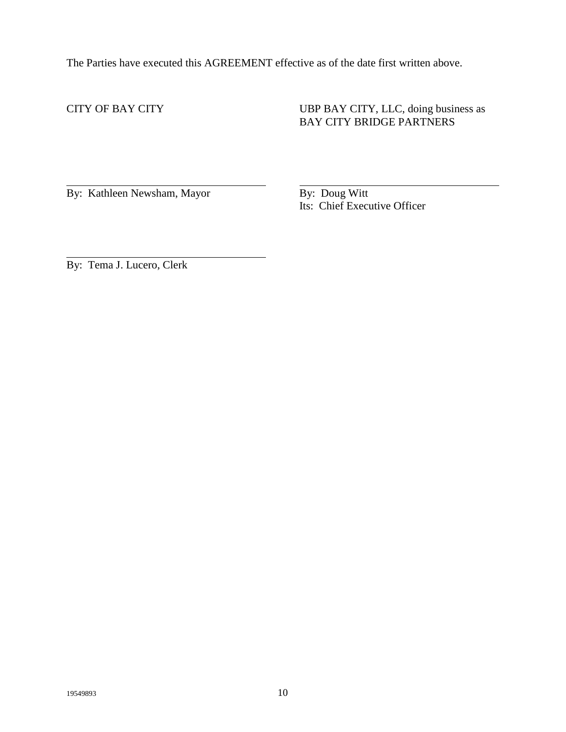The Parties have executed this AGREEMENT effective as of the date first written above.

CITY OF BAY CITY

\_\_\_\_\_\_\_\_\_\_\_\_\_\_\_\_\_\_\_\_\_\_\_\_\_\_\_\_\_\_\_\_\_\_\_\_
By: Kathleen Newsham, Mayor

\_\_\_\_\_\_\_\_\_\_\_\_\_\_\_\_\_\_\_\_\_\_\_\_\_\_\_\_\_\_\_\_\_\_\_\_
By: Tema J. Lucero, Clerk

UBP BAY CITY, LLC, doing business as
BAY CITY BRIDGE PARTNERS

\_\_\_\_\_\_\_\_\_\_\_\_\_\_\_\_\_\_\_\_\_\_\_\_\_\_\_\_\_\_\_\_\_\_\_\_
By: Doug Witt
Its: Chief Executive Officer

19549893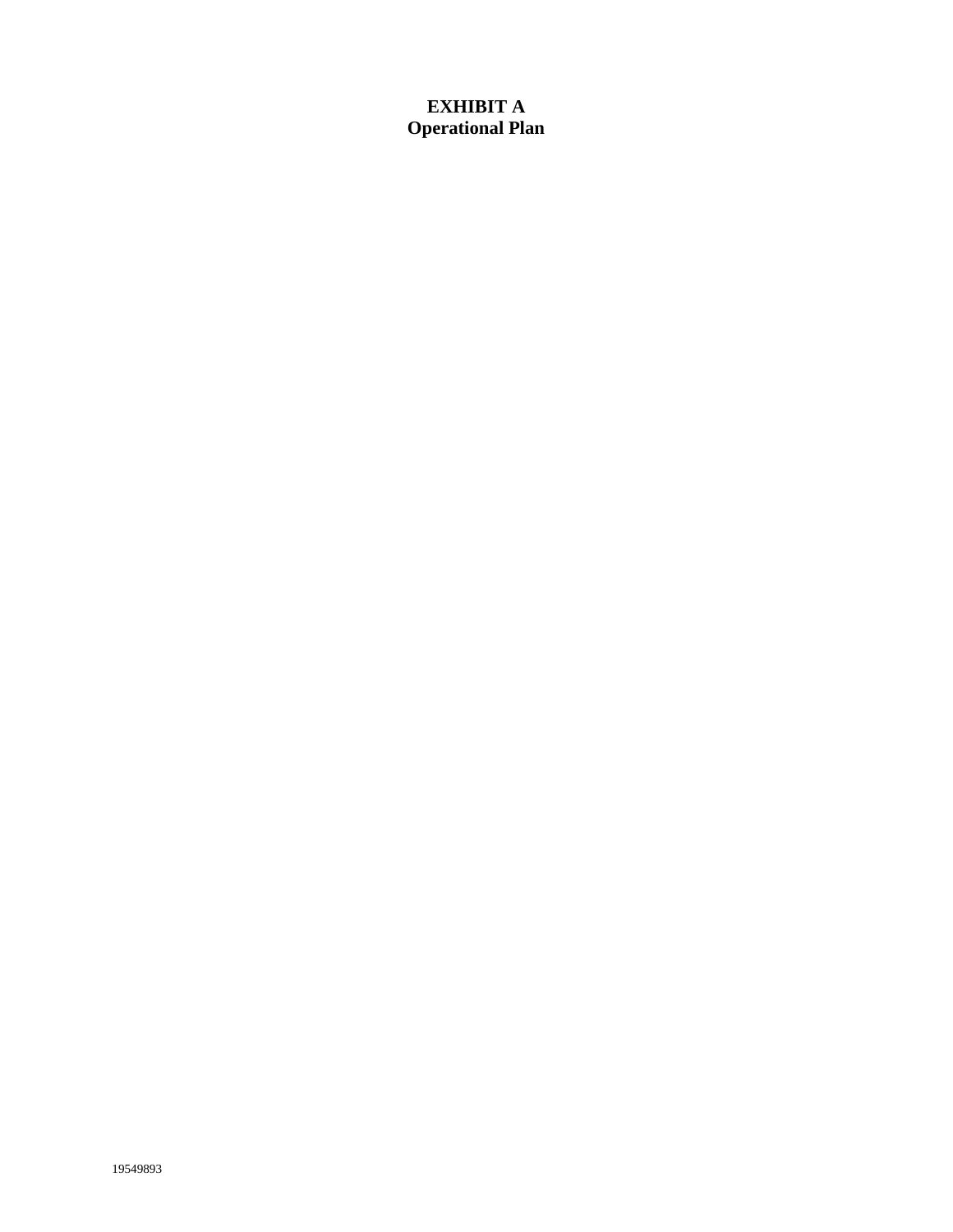# EXHIBIT A
## Operational Plan

19549893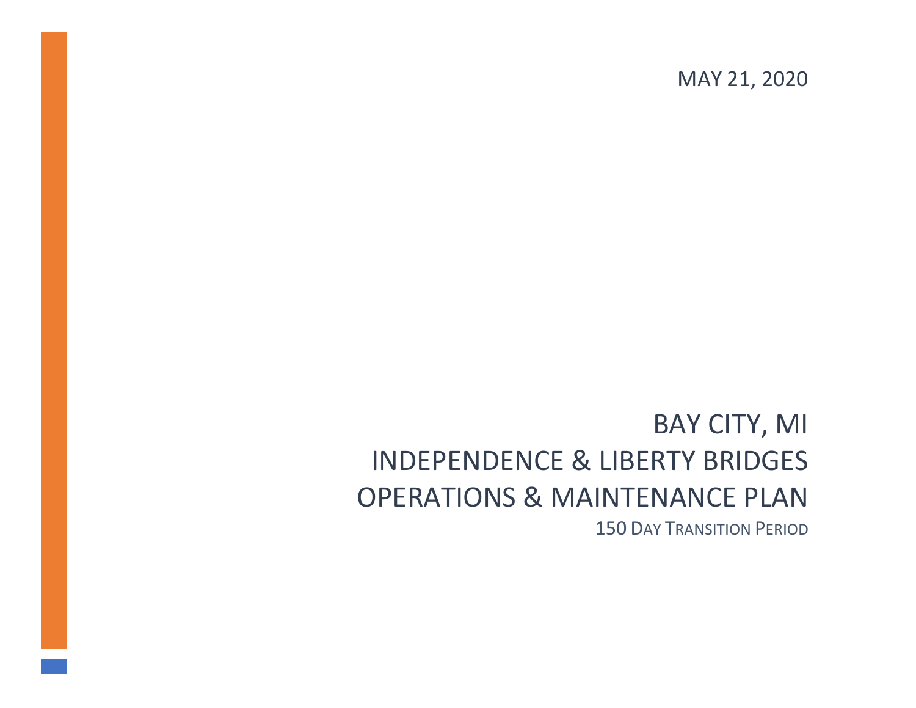MAY 21, 2020

# BAY CITY, MI
# INDEPENDENCE & LIBERTY BRIDGES
# OPERATIONS & MAINTENANCE PLAN

150 DAY TRANSITION PERIOD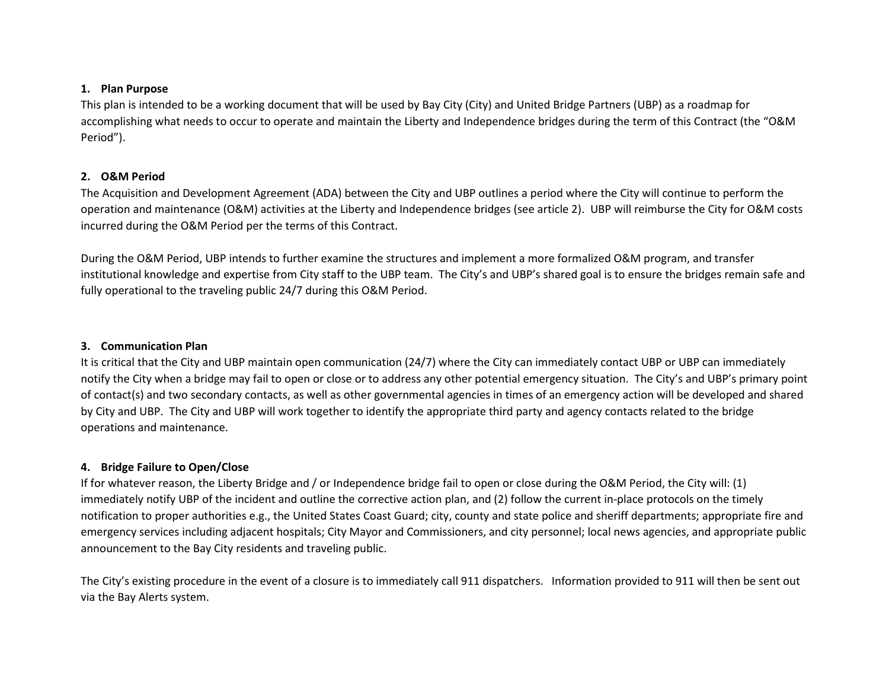**1. Plan Purpose**

This plan is intended to be a working document that will be used by Bay City (City) and United Bridge Partners (UBP) as a roadmap for accomplishing what needs to occur to operate and maintain the Liberty and Independence bridges during the term of this Contract (the "O&M Period").

**2. O&M Period**

The Acquisition and Development Agreement (ADA) between the City and UBP outlines a period where the City will continue to perform the operation and maintenance (O&M) activities at the Liberty and Independence bridges (see article 2). UBP will reimburse the City for O&M costs incurred during the O&M Period per the terms of this Contract.

During the O&M Period, UBP intends to further examine the structures and implement a more formalized O&M program, and transfer institutional knowledge and expertise from City staff to the UBP team. The City's and UBP's shared goal is to ensure the bridges remain safe and fully operational to the traveling public 24/7 during this O&M Period.

**3. Communication Plan**

It is critical that the City and UBP maintain open communication (24/7) where the City can immediately contact UBP or UBP can immediately notify the City when a bridge may fail to open or close or to address any other potential emergency situation. The City's and UBP's primary point of contact(s) and two secondary contacts, as well as other governmental agencies in times of an emergency action will be developed and shared by City and UBP. The City and UBP will work together to identify the appropriate third party and agency contacts related to the bridge operations and maintenance.

**4. Bridge Failure to Open/Close**

If for whatever reason, the Liberty Bridge and / or Independence bridge fail to open or close during the O&M Period, the City will: (1) immediately notify UBP of the incident and outline the corrective action plan, and (2) follow the current in-place protocols on the timely notification to proper authorities e.g., the United States Coast Guard; city, county and state police and sheriff departments; appropriate fire and emergency services including adjacent hospitals; City Mayor and Commissioners, and city personnel; local news agencies, and appropriate public announcement to the Bay City residents and traveling public.

The City's existing procedure in the event of a closure is to immediately call 911 dispatchers. Information provided to 911 will then be sent out via the Bay Alerts system.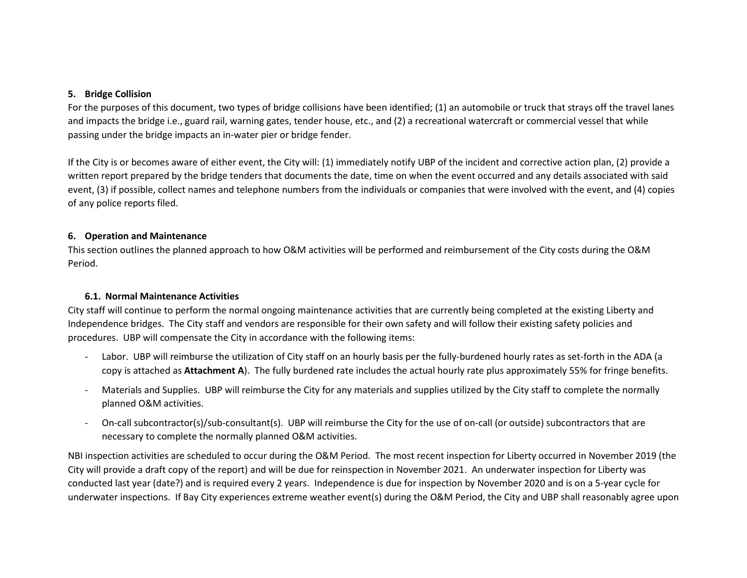## 5. Bridge Collision

For the purposes of this document, two types of bridge collisions have been identified; (1) an automobile or truck that strays off the travel lanes and impacts the bridge i.e., guard rail, warning gates, tender house, etc., and (2) a recreational watercraft or commercial vessel that while passing under the bridge impacts an in-water pier or bridge fender.

If the City is or becomes aware of either event, the City will: (1) immediately notify UBP of the incident and corrective action plan, (2) provide a written report prepared by the bridge tenders that documents the date, time on when the event occurred and any details associated with said event, (3) if possible, collect names and telephone numbers from the individuals or companies that were involved with the event, and (4) copies of any police reports filed.

## 6. Operation and Maintenance

This section outlines the planned approach to how O&M activities will be performed and reimbursement of the City costs during the O&M Period.

### 6.1. Normal Maintenance Activities

City staff will continue to perform the normal ongoing maintenance activities that are currently being completed at the existing Liberty and Independence bridges. The City staff and vendors are responsible for their own safety and will follow their existing safety policies and procedures. UBP will compensate the City in accordance with the following items:

- Labor. UBP will reimburse the utilization of City staff on an hourly basis per the fully-burdened hourly rates as set-forth in the ADA (a copy is attached as **Attachment A**). The fully burdened rate includes the actual hourly rate plus approximately 55% for fringe benefits.
- Materials and Supplies. UBP will reimburse the City for any materials and supplies utilized by the City staff to complete the normally planned O&M activities.
- On-call subcontractor(s)/sub-consultant(s). UBP will reimburse the City for the use of on-call (or outside) subcontractors that are necessary to complete the normally planned O&M activities.

NBI inspection activities are scheduled to occur during the O&M Period. The most recent inspection for Liberty occurred in November 2019 (the City will provide a draft copy of the report) and will be due for reinspection in November 2021. An underwater inspection for Liberty was conducted last year (date?) and is required every 2 years. Independence is due for inspection by November 2020 and is on a 5-year cycle for underwater inspections. If Bay City experiences extreme weather event(s) during the O&M Period, the City and UBP shall reasonably agree upon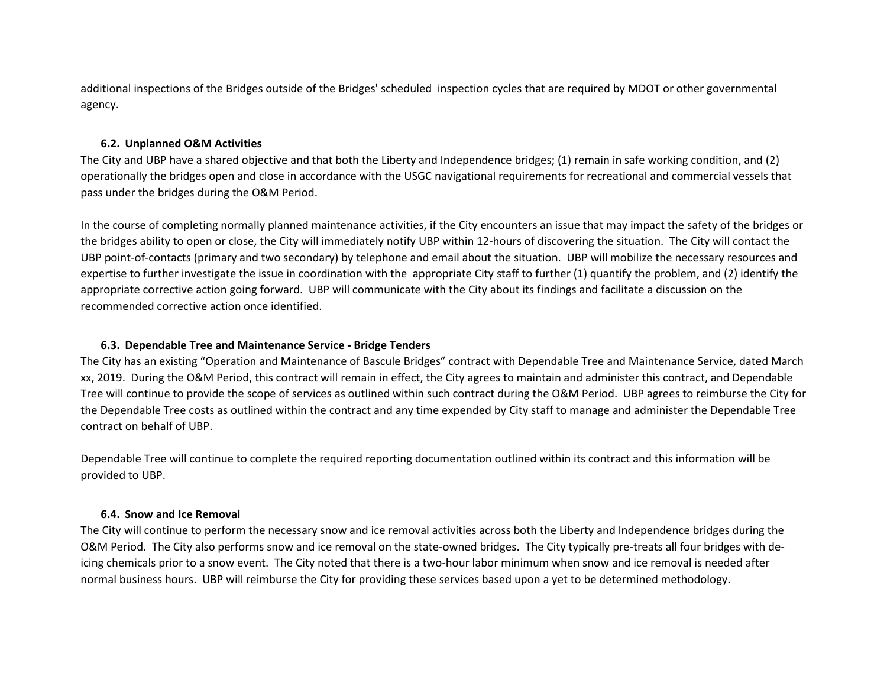additional inspections of the Bridges outside of the Bridges' scheduled inspection cycles that are required by MDOT or other governmental agency.

### 6.2. Unplanned O&M Activities

The City and UBP have a shared objective and that both the Liberty and Independence bridges; (1) remain in safe working condition, and (2) operationally the bridges open and close in accordance with the USGC navigational requirements for recreational and commercial vessels that pass under the bridges during the O&M Period.

In the course of completing normally planned maintenance activities, if the City encounters an issue that may impact the safety of the bridges or the bridges ability to open or close, the City will immediately notify UBP within 12-hours of discovering the situation. The City will contact the UBP point-of-contacts (primary and two secondary) by telephone and email about the situation. UBP will mobilize the necessary resources and expertise to further investigate the issue in coordination with the appropriate City staff to further (1) quantify the problem, and (2) identify the appropriate corrective action going forward. UBP will communicate with the City about its findings and facilitate a discussion on the recommended corrective action once identified.

### 6.3. Dependable Tree and Maintenance Service - Bridge Tenders

The City has an existing "Operation and Maintenance of Bascule Bridges" contract with Dependable Tree and Maintenance Service, dated March xx, 2019. During the O&M Period, this contract will remain in effect, the City agrees to maintain and administer this contract, and Dependable Tree will continue to provide the scope of services as outlined within such contract during the O&M Period. UBP agrees to reimburse the City for the Dependable Tree costs as outlined within the contract and any time expended by City staff to manage and administer the Dependable Tree contract on behalf of UBP.

Dependable Tree will continue to complete the required reporting documentation outlined within its contract and this information will be provided to UBP.

### 6.4. Snow and Ice Removal

The City will continue to perform the necessary snow and ice removal activities across both the Liberty and Independence bridges during the O&M Period. The City also performs snow and ice removal on the state-owned bridges. The City typically pre-treats all four bridges with de-icing chemicals prior to a snow event. The City noted that there is a two-hour labor minimum when snow and ice removal is needed after normal business hours. UBP will reimburse the City for providing these services based upon a yet to be determined methodology.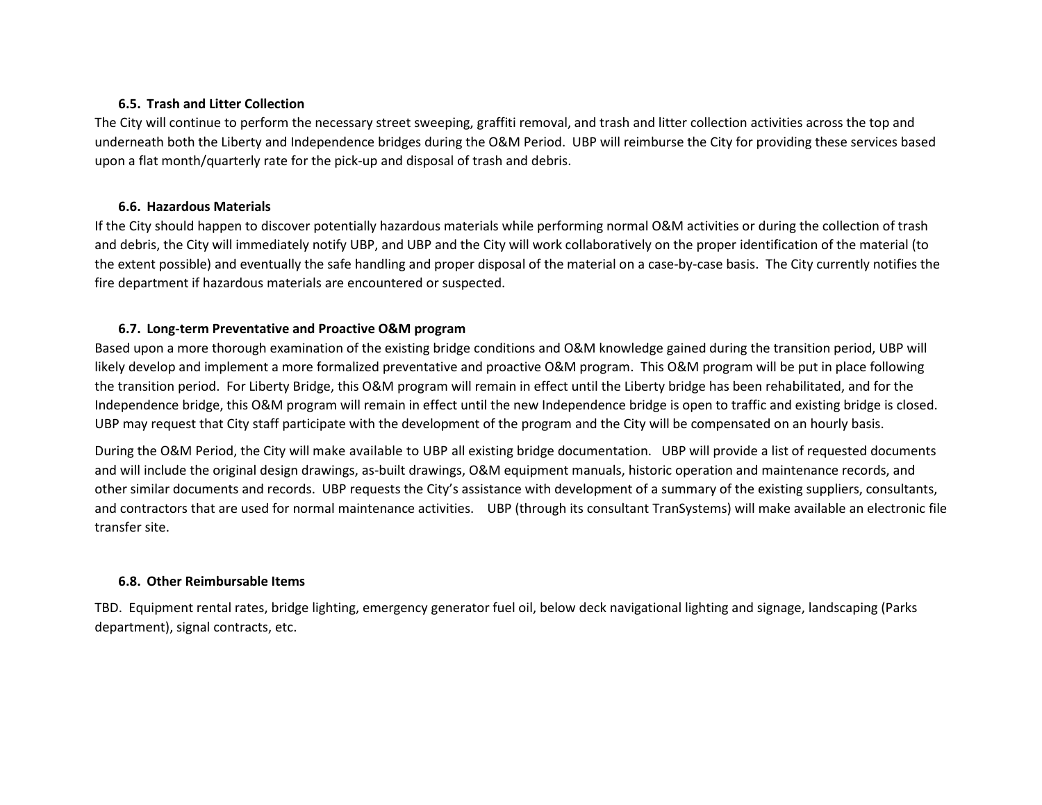### 6.5. Trash and Litter Collection

The City will continue to perform the necessary street sweeping, graffiti removal, and trash and litter collection activities across the top and underneath both the Liberty and Independence bridges during the O&M Period. UBP will reimburse the City for providing these services based upon a flat month/quarterly rate for the pick-up and disposal of trash and debris.

### 6.6. Hazardous Materials

If the City should happen to discover potentially hazardous materials while performing normal O&M activities or during the collection of trash and debris, the City will immediately notify UBP, and UBP and the City will work collaboratively on the proper identification of the material (to the extent possible) and eventually the safe handling and proper disposal of the material on a case-by-case basis. The City currently notifies the fire department if hazardous materials are encountered or suspected.

### 6.7. Long-term Preventative and Proactive O&M program

Based upon a more thorough examination of the existing bridge conditions and O&M knowledge gained during the transition period, UBP will likely develop and implement a more formalized preventative and proactive O&M program. This O&M program will be put in place following the transition period. For Liberty Bridge, this O&M program will remain in effect until the Liberty bridge has been rehabilitated, and for the Independence bridge, this O&M program will remain in effect until the new Independence bridge is open to traffic and existing bridge is closed. UBP may request that City staff participate with the development of the program and the City will be compensated on an hourly basis.

During the O&M Period, the City will make available to UBP all existing bridge documentation. UBP will provide a list of requested documents and will include the original design drawings, as-built drawings, O&M equipment manuals, historic operation and maintenance records, and other similar documents and records. UBP requests the City's assistance with development of a summary of the existing suppliers, consultants, and contractors that are used for normal maintenance activities. UBP (through its consultant TranSystems) will make available an electronic file transfer site.

### 6.8. Other Reimbursable Items

TBD. Equipment rental rates, bridge lighting, emergency generator fuel oil, below deck navigational lighting and signage, landscaping (Parks department), signal contracts, etc.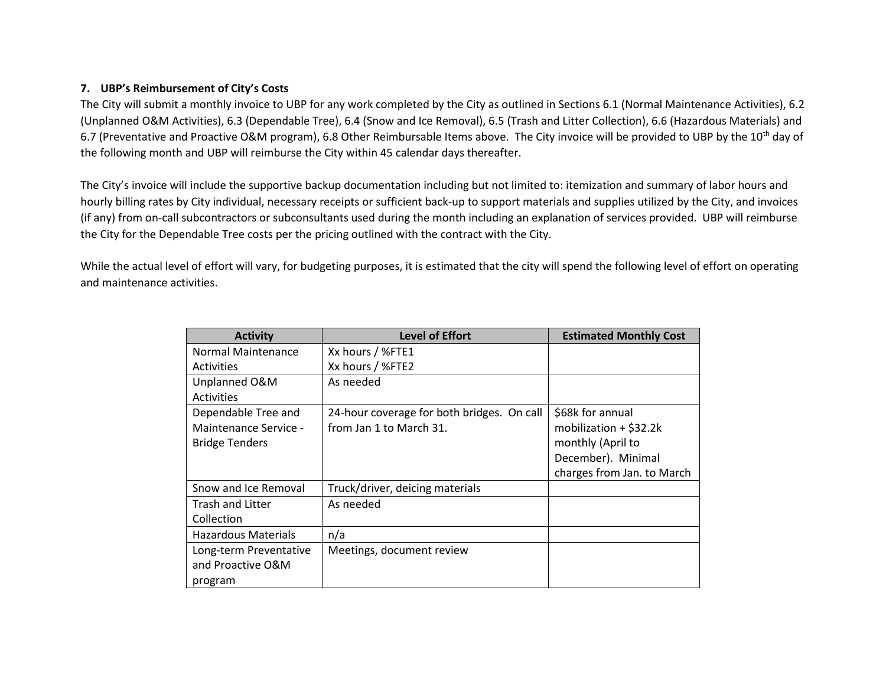### 7. UBP's Reimbursement of City's Costs

The City will submit a monthly invoice to UBP for any work completed by the City as outlined in Sections 6.1 (Normal Maintenance Activities), 6.2 (Unplanned O&M Activities), 6.3 (Dependable Tree), 6.4 (Snow and Ice Removal), 6.5 (Trash and Litter Collection), 6.6 (Hazardous Materials) and 6.7 (Preventative and Proactive O&M program), 6.8 Other Reimbursable Items above. The City invoice will be provided to UBP by the 10th day of the following month and UBP will reimburse the City within 45 calendar days thereafter.

The City's invoice will include the supportive backup documentation including but not limited to: itemization and summary of labor hours and hourly billing rates by City individual, necessary receipts or sufficient back-up to support materials and supplies utilized by the City, and invoices (if any) from on-call subcontractors or subconsultants used during the month including an explanation of services provided. UBP will reimburse the City for the Dependable Tree costs per the pricing outlined with the contract with the City.

While the actual level of effort will vary, for budgeting purposes, it is estimated that the city will spend the following level of effort on operating and maintenance activities.

| Activity | Level of Effort | Estimated Monthly Cost |
|---|---|---|
| Normal Maintenance Activities | Xx hours / %FTE1<br>Xx hours / %FTE2 | |
| Unplanned O&M Activities | As needed | |
| Dependable Tree and Maintenance Service - Bridge Tenders | 24-hour coverage for both bridges. On call from Jan 1 to March 31. | $68k for annual mobilization + $32.2k monthly (April to December). Minimal charges from Jan. to March |
| Snow and Ice Removal | Truck/driver, deicing materials | |
| Trash and Litter Collection | As needed | |
| Hazardous Materials | n/a | |
| Long-term Preventative and Proactive O&M program | Meetings, document review | |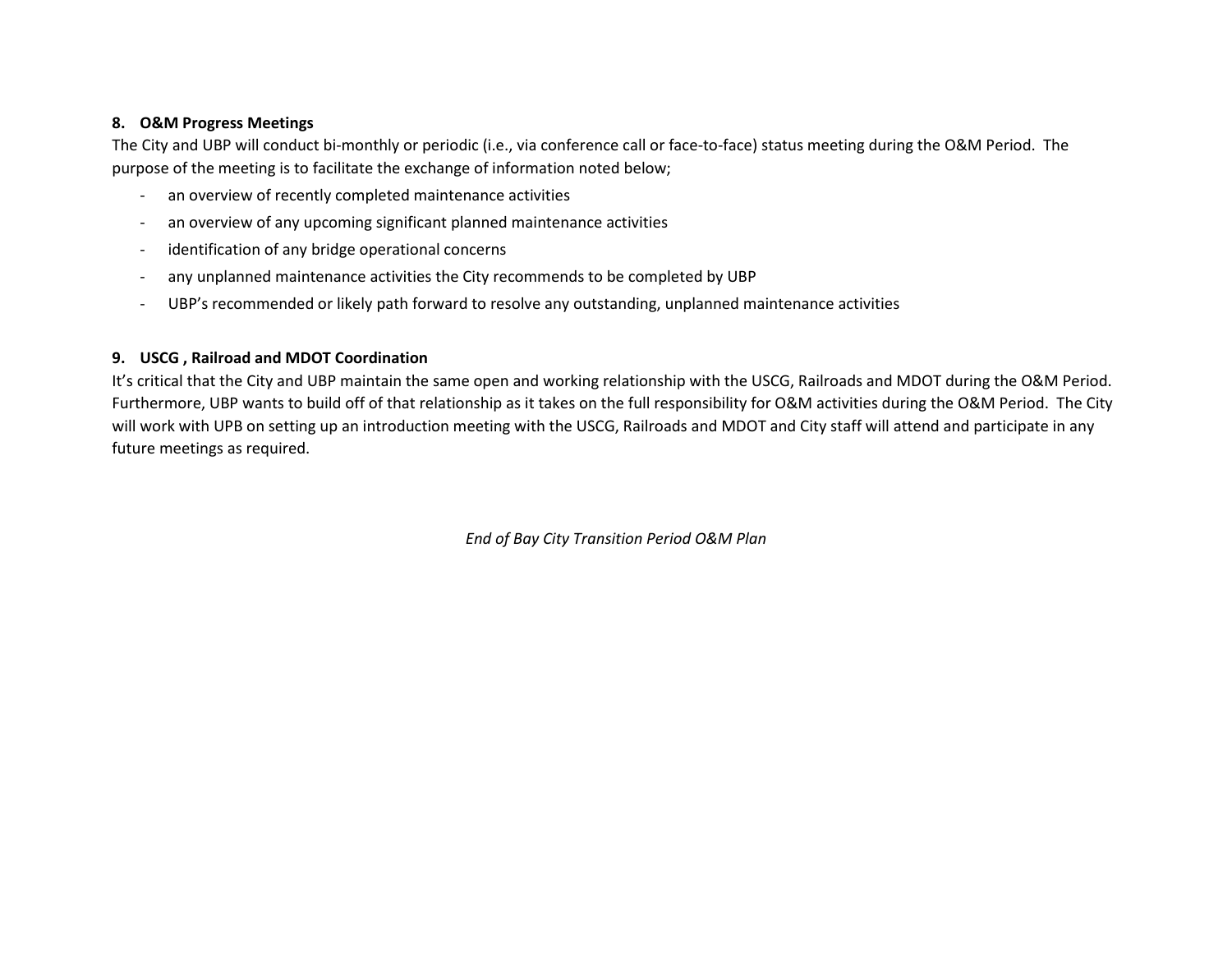**8. O&M Progress Meetings**

The City and UBP will conduct bi-monthly or periodic (i.e., via conference call or face-to-face) status meeting during the O&M Period. The purpose of the meeting is to facilitate the exchange of information noted below;

- an overview of recently completed maintenance activities
- an overview of any upcoming significant planned maintenance activities
- identification of any bridge operational concerns
- any unplanned maintenance activities the City recommends to be completed by UBP
- UBP's recommended or likely path forward to resolve any outstanding, unplanned maintenance activities

**9. USCG , Railroad and MDOT Coordination**

It's critical that the City and UBP maintain the same open and working relationship with the USCG, Railroads and MDOT during the O&M Period. Furthermore, UBP wants to build off of that relationship as it takes on the full responsibility for O&M activities during the O&M Period. The City will work with UPB on setting up an introduction meeting with the USCG, Railroads and MDOT and City staff will attend and participate in any future meetings as required.

*End of Bay City Transition Period O&M Plan*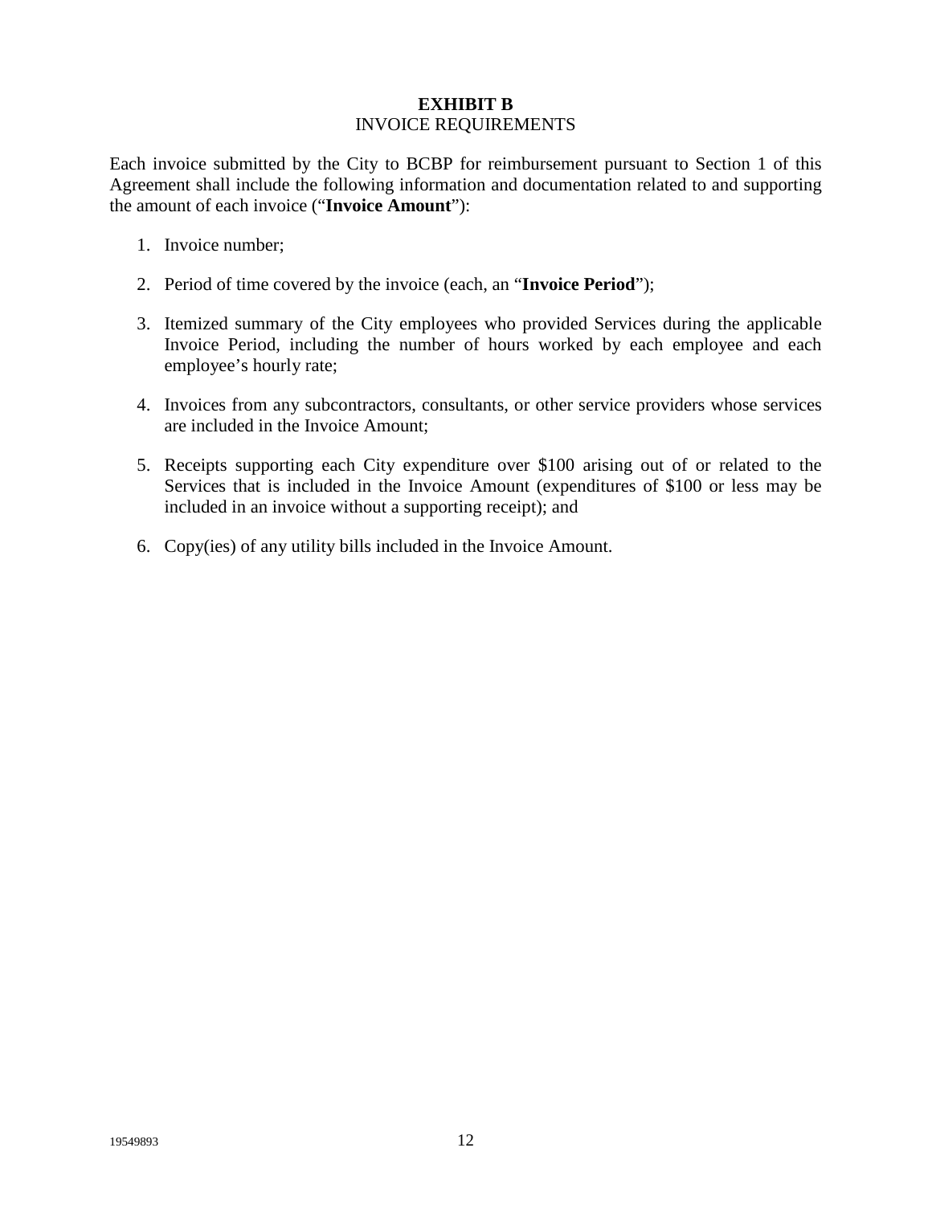# EXHIBIT B

## INVOICE REQUIREMENTS

Each invoice submitted by the City to BCBP for reimbursement pursuant to Section 1 of this Agreement shall include the following information and documentation related to and supporting the amount of each invoice ("**Invoice Amount**"):

1. Invoice number;
2. Period of time covered by the invoice (each, an "**Invoice Period**");
3. Itemized summary of the City employees who provided Services during the applicable Invoice Period, including the number of hours worked by each employee and each employee's hourly rate;
4. Invoices from any subcontractors, consultants, or other service providers whose services are included in the Invoice Amount;
5. Receipts supporting each City expenditure over $100 arising out of or related to the Services that is included in the Invoice Amount (expenditures of $100 or less may be included in an invoice without a supporting receipt); and
6. Copy(ies) of any utility bills included in the Invoice Amount.